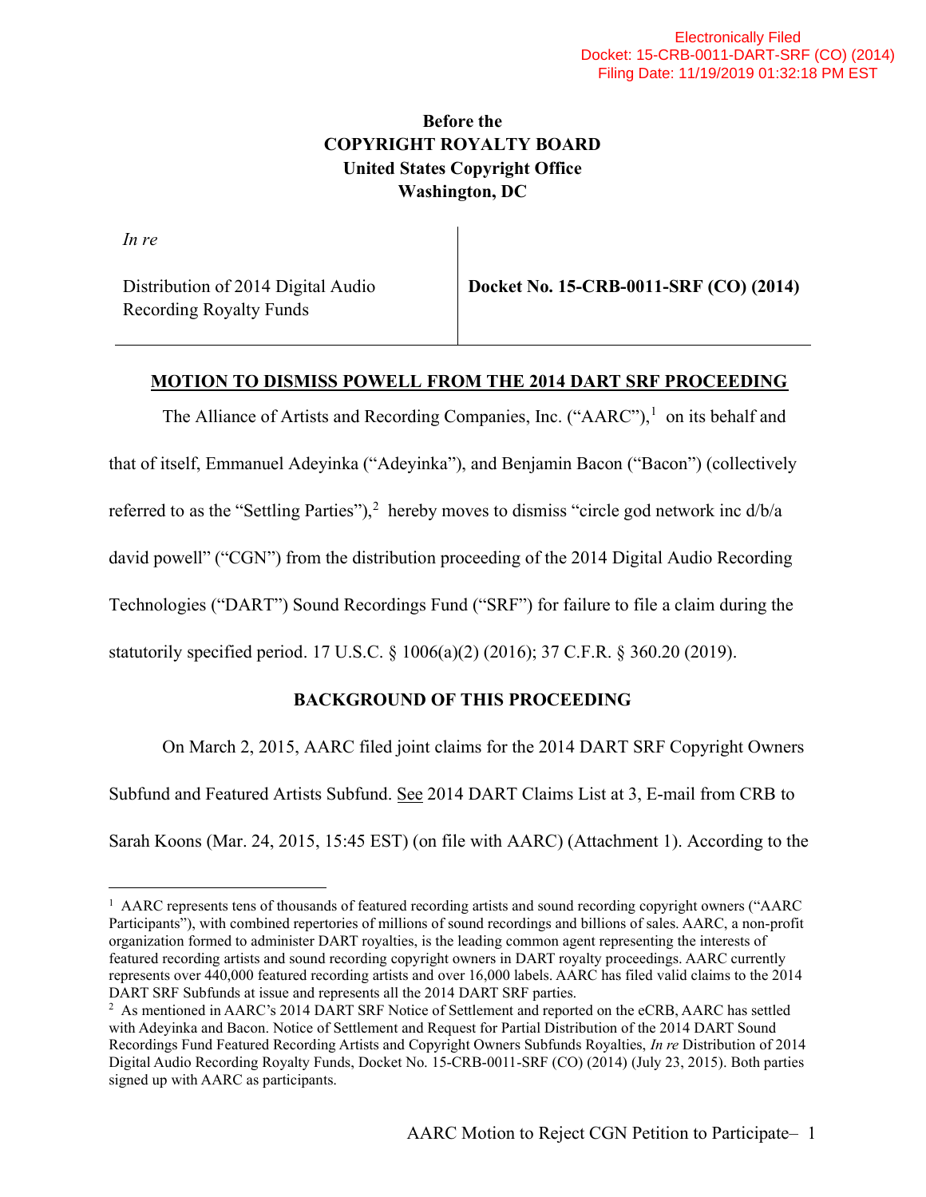Electronically Filed
Docket: 15-CRB-0011-DART-SRF (CO) (2014)
Filing Date: 11/19/2019 01:32:18 PM EST

**Before the**
**COPYRIGHT ROYALTY BOARD**
**United States Copyright Office**
**Washington, DC**

| *In re* Distribution of 2014 Digital Audio Recording Royalty Funds | **Docket No. 15-CRB-0011-SRF (CO) (2014)** |
|---|---|

## MOTION TO DISMISS POWELL FROM THE 2014 DART SRF PROCEEDING

The Alliance of Artists and Recording Companies, Inc. ("AARC"),[1] on its behalf and that of itself, Emmanuel Adeyinka ("Adeyinka"), and Benjamin Bacon ("Bacon") (collectively referred to as the "Settling Parties"),[2] hereby moves to dismiss "circle god network inc d/b/a david powell" ("CGN") from the distribution proceeding of the 2014 Digital Audio Recording Technologies ("DART") Sound Recordings Fund ("SRF") for failure to file a claim during the statutorily specified period. 17 U.S.C. § 1006(a)(2) (2016); 37 C.F.R. § 360.20 (2019).

### BACKGROUND OF THIS PROCEEDING

On March 2, 2015, AARC filed joint claims for the 2014 DART SRF Copyright Owners Subfund and Featured Artists Subfund. See 2014 DART Claims List at 3, E-mail from CRB to Sarah Koons (Mar. 24, 2015, 15:45 EST) (on file with AARC) (Attachment 1). According to the

---

[1] AARC represents tens of thousands of featured recording artists and sound recording copyright owners ("AARC Participants"), with combined repertories of millions of sound recordings and billions of sales. AARC, a non-profit organization formed to administer DART royalties, is the leading common agent representing the interests of featured recording artists and sound recording copyright owners in DART royalty proceedings. AARC currently represents over 440,000 featured recording artists and over 16,000 labels. AARC has filed valid claims to the 2014 DART SRF Subfunds at issue and represents all the 2014 DART SRF parties.

[2] As mentioned in AARC's 2014 DART SRF Notice of Settlement and reported on the eCRB, AARC has settled with Adeyinka and Bacon. Notice of Settlement and Request for Partial Distribution of the 2014 DART Sound Recordings Fund Featured Recording Artists and Copyright Owners Subfunds Royalties, *In re* Distribution of 2014 Digital Audio Recording Royalty Funds, Docket No. 15-CRB-0011-SRF (CO) (2014) (July 23, 2015). Both parties signed up with AARC as participants.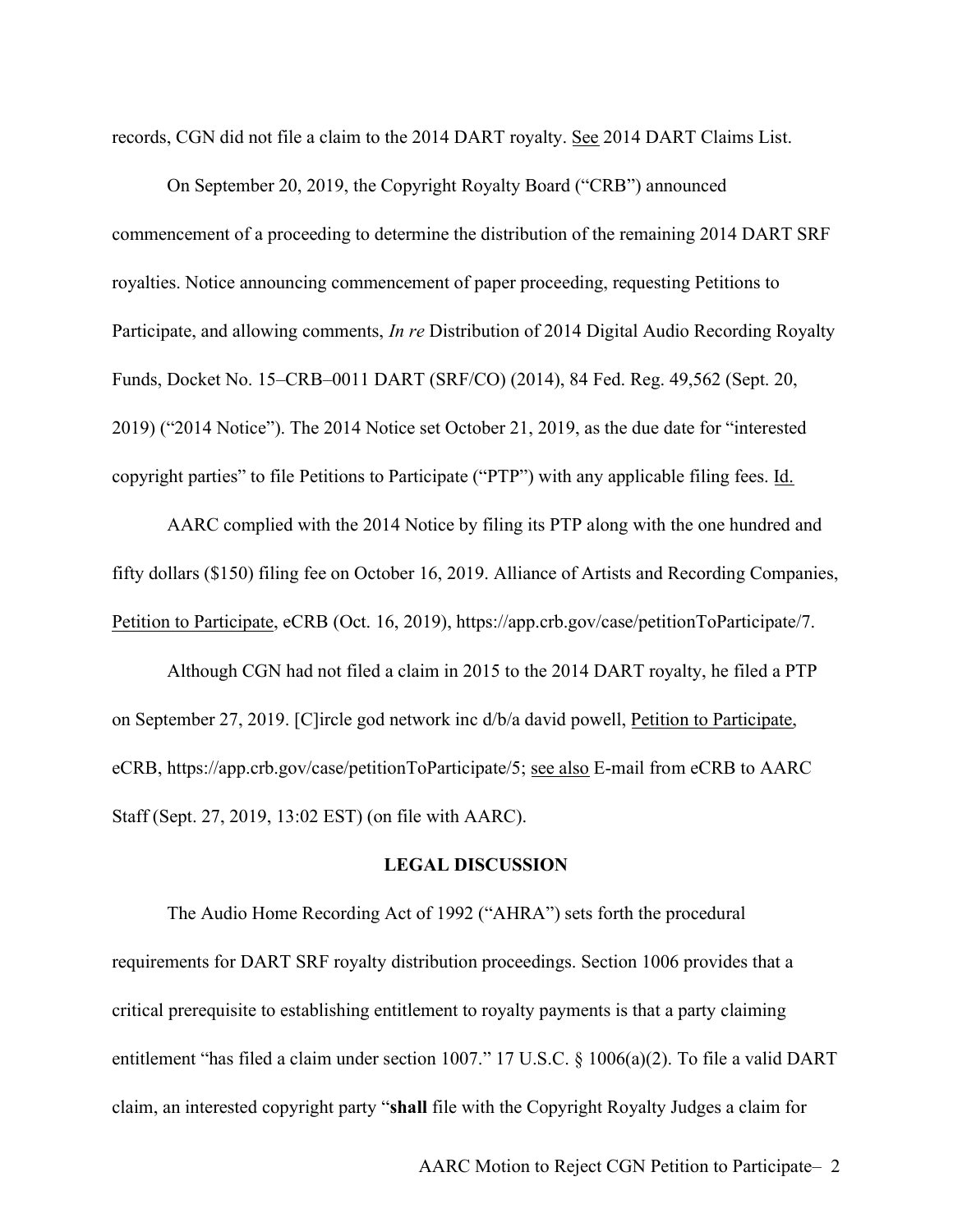records, CGN did not file a claim to the 2014 DART royalty. See 2014 DART Claims List.

On September 20, 2019, the Copyright Royalty Board ("CRB") announced commencement of a proceeding to determine the distribution of the remaining 2014 DART SRF royalties. Notice announcing commencement of paper proceeding, requesting Petitions to Participate, and allowing comments, *In re* Distribution of 2014 Digital Audio Recording Royalty Funds, Docket No. 15–CRB–0011 DART (SRF/CO) (2014), 84 Fed. Reg. 49,562 (Sept. 20, 2019) ("2014 Notice"). The 2014 Notice set October 21, 2019, as the due date for "interested copyright parties" to file Petitions to Participate ("PTP") with any applicable filing fees. Id.

AARC complied with the 2014 Notice by filing its PTP along with the one hundred and fifty dollars ($150) filing fee on October 16, 2019. Alliance of Artists and Recording Companies, Petition to Participate, eCRB (Oct. 16, 2019), https://app.crb.gov/case/petitionToParticipate/7.

Although CGN had not filed a claim in 2015 to the 2014 DART royalty, he filed a PTP on September 27, 2019. [C]ircle god network inc d/b/a david powell, Petition to Participate, eCRB, https://app.crb.gov/case/petitionToParticipate/5; see also E-mail from eCRB to AARC Staff (Sept. 27, 2019, 13:02 EST) (on file with AARC).

## LEGAL DISCUSSION

The Audio Home Recording Act of 1992 ("AHRA") sets forth the procedural requirements for DART SRF royalty distribution proceedings. Section 1006 provides that a critical prerequisite to establishing entitlement to royalty payments is that a party claiming entitlement "has filed a claim under section 1007." 17 U.S.C. § 1006(a)(2). To file a valid DART claim, an interested copyright party "**shall** file with the Copyright Royalty Judges a claim for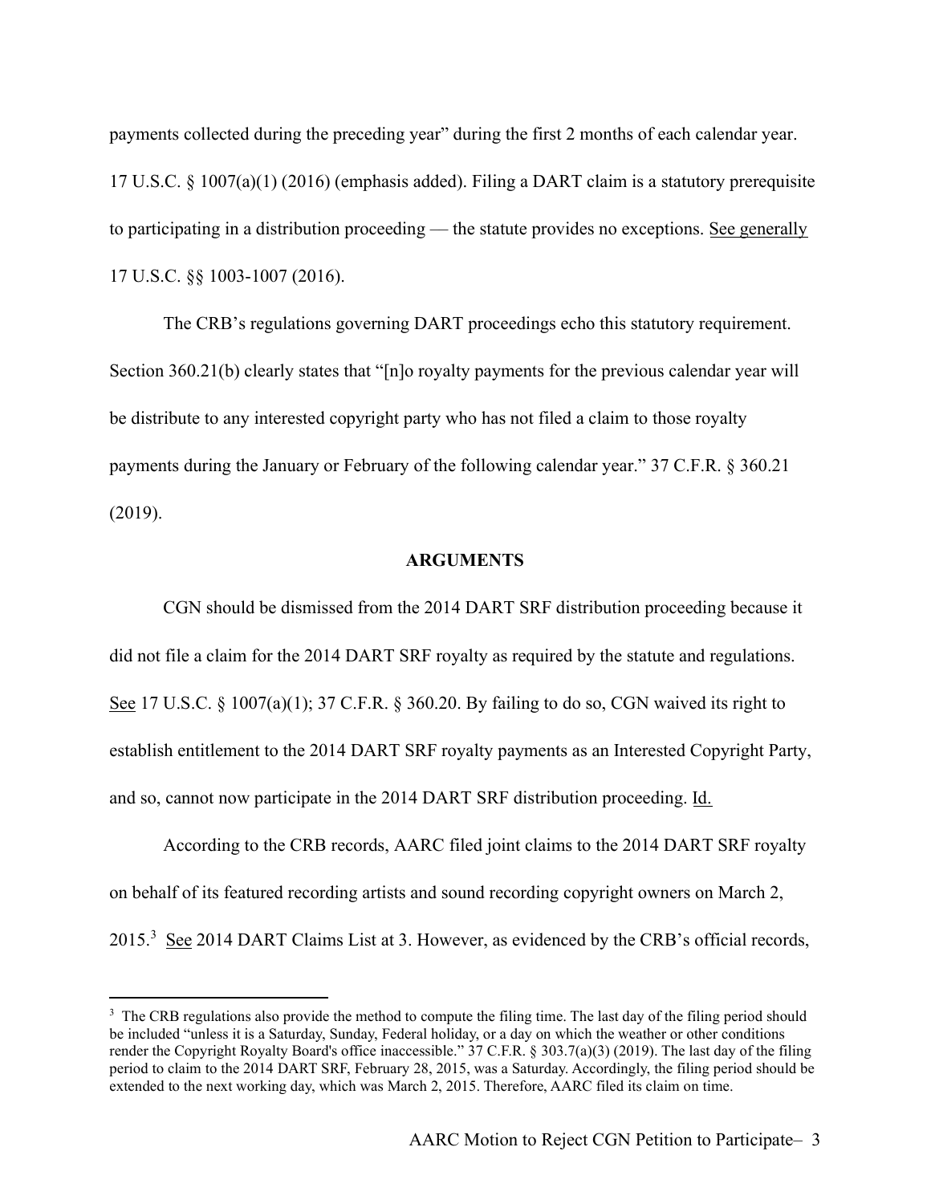payments collected during the preceding year" during the first 2 months of each calendar year. 17 U.S.C. § 1007(a)(1) (2016) (emphasis added). Filing a DART claim is a statutory prerequisite to participating in a distribution proceeding — the statute provides no exceptions. See generally 17 U.S.C. §§ 1003-1007 (2016).

The CRB's regulations governing DART proceedings echo this statutory requirement. Section 360.21(b) clearly states that "[n]o royalty payments for the previous calendar year will be distribute to any interested copyright party who has not filed a claim to those royalty payments during the January or February of the following calendar year." 37 C.F.R. § 360.21 (2019).

## ARGUMENTS

CGN should be dismissed from the 2014 DART SRF distribution proceeding because it did not file a claim for the 2014 DART SRF royalty as required by the statute and regulations. See 17 U.S.C. § 1007(a)(1); 37 C.F.R. § 360.20. By failing to do so, CGN waived its right to establish entitlement to the 2014 DART SRF royalty payments as an Interested Copyright Party, and so, cannot now participate in the 2014 DART SRF distribution proceeding. Id.

According to the CRB records, AARC filed joint claims to the 2014 DART SRF royalty on behalf of its featured recording artists and sound recording copyright owners on March 2, 2015.[3] See 2014 DART Claims List at 3. However, as evidenced by the CRB's official records,

[3] The CRB regulations also provide the method to compute the filing time. The last day of the filing period should be included "unless it is a Saturday, Sunday, Federal holiday, or a day on which the weather or other conditions render the Copyright Royalty Board's office inaccessible." 37 C.F.R. § 303.7(a)(3) (2019). The last day of the filing period to claim to the 2014 DART SRF, February 28, 2015, was a Saturday. Accordingly, the filing period should be extended to the next working day, which was March 2, 2015. Therefore, AARC filed its claim on time.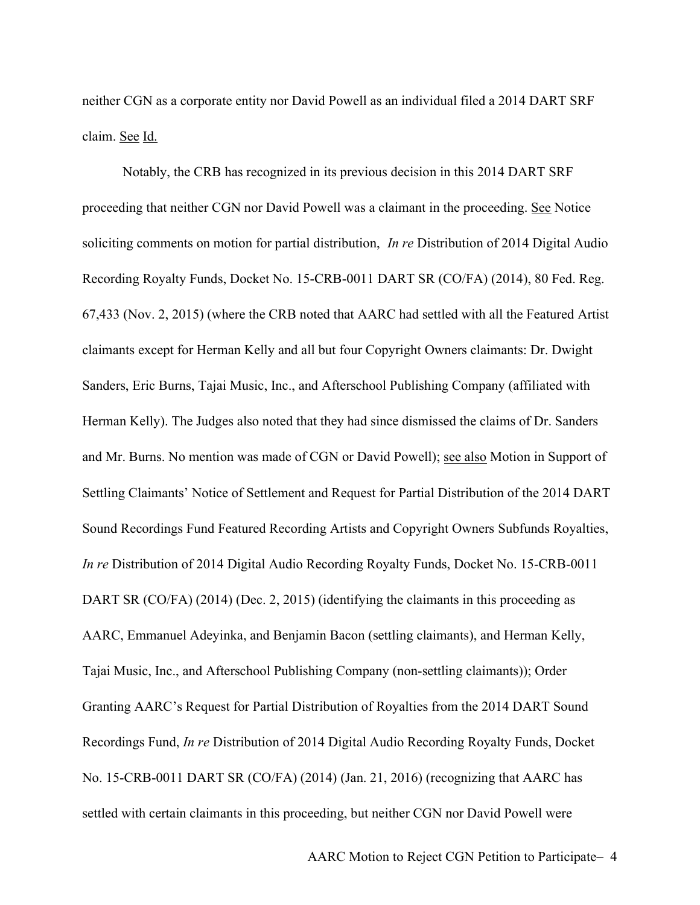neither CGN as a corporate entity nor David Powell as an individual filed a 2014 DART SRF claim. See Id.

Notably, the CRB has recognized in its previous decision in this 2014 DART SRF proceeding that neither CGN nor David Powell was a claimant in the proceeding. See Notice soliciting comments on motion for partial distribution, *In re* Distribution of 2014 Digital Audio Recording Royalty Funds, Docket No. 15-CRB-0011 DART SR (CO/FA) (2014), 80 Fed. Reg. 67,433 (Nov. 2, 2015) (where the CRB noted that AARC had settled with all the Featured Artist claimants except for Herman Kelly and all but four Copyright Owners claimants: Dr. Dwight Sanders, Eric Burns, Tajai Music, Inc., and Afterschool Publishing Company (affiliated with Herman Kelly). The Judges also noted that they had since dismissed the claims of Dr. Sanders and Mr. Burns. No mention was made of CGN or David Powell); see also Motion in Support of Settling Claimants' Notice of Settlement and Request for Partial Distribution of the 2014 DART Sound Recordings Fund Featured Recording Artists and Copyright Owners Subfunds Royalties, *In re* Distribution of 2014 Digital Audio Recording Royalty Funds, Docket No. 15-CRB-0011 DART SR (CO/FA) (2014) (Dec. 2, 2015) (identifying the claimants in this proceeding as AARC, Emmanuel Adeyinka, and Benjamin Bacon (settling claimants), and Herman Kelly, Tajai Music, Inc., and Afterschool Publishing Company (non-settling claimants)); Order Granting AARC's Request for Partial Distribution of Royalties from the 2014 DART Sound Recordings Fund, *In re* Distribution of 2014 Digital Audio Recording Royalty Funds, Docket No. 15-CRB-0011 DART SR (CO/FA) (2014) (Jan. 21, 2016) (recognizing that AARC has settled with certain claimants in this proceeding, but neither CGN nor David Powell were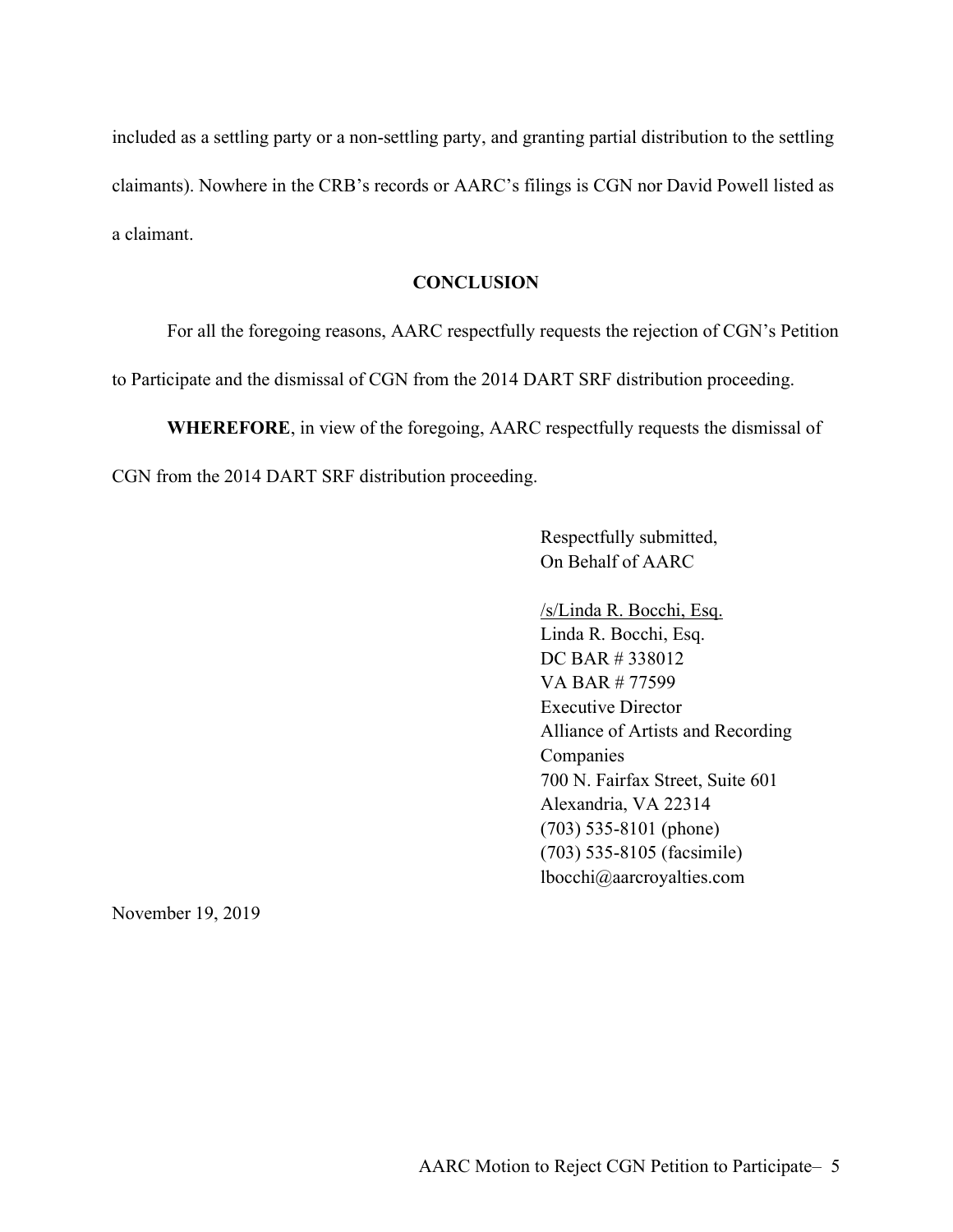included as a settling party or a non-settling party, and granting partial distribution to the settling claimants). Nowhere in the CRB's records or AARC's filings is CGN nor David Powell listed as a claimant.

## CONCLUSION

For all the foregoing reasons, AARC respectfully requests the rejection of CGN's Petition to Participate and the dismissal of CGN from the 2014 DART SRF distribution proceeding.

**WHEREFORE**, in view of the foregoing, AARC respectfully requests the dismissal of CGN from the 2014 DART SRF distribution proceeding.

Respectfully submitted,
On Behalf of AARC

/s/Linda R. Bocchi, Esq.
Linda R. Bocchi, Esq.
DC BAR # 338012
VA BAR # 77599
Executive Director
Alliance of Artists and Recording Companies
700 N. Fairfax Street, Suite 601
Alexandria, VA 22314
(703) 535-8101 (phone)
(703) 535-8105 (facsimile)
lbocchi@aarcroyalties.com

November 19, 2019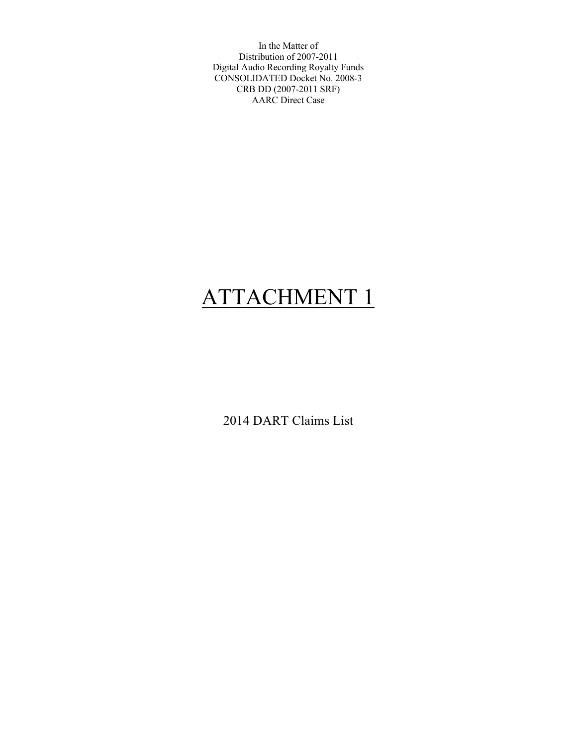In the Matter of
Distribution of 2007-2011
Digital Audio Recording Royalty Funds
CONSOLIDATED Docket No. 2008-3
CRB DD (2007-2011 SRF)
AARC Direct Case

# ATTACHMENT 1

2014 DART Claims List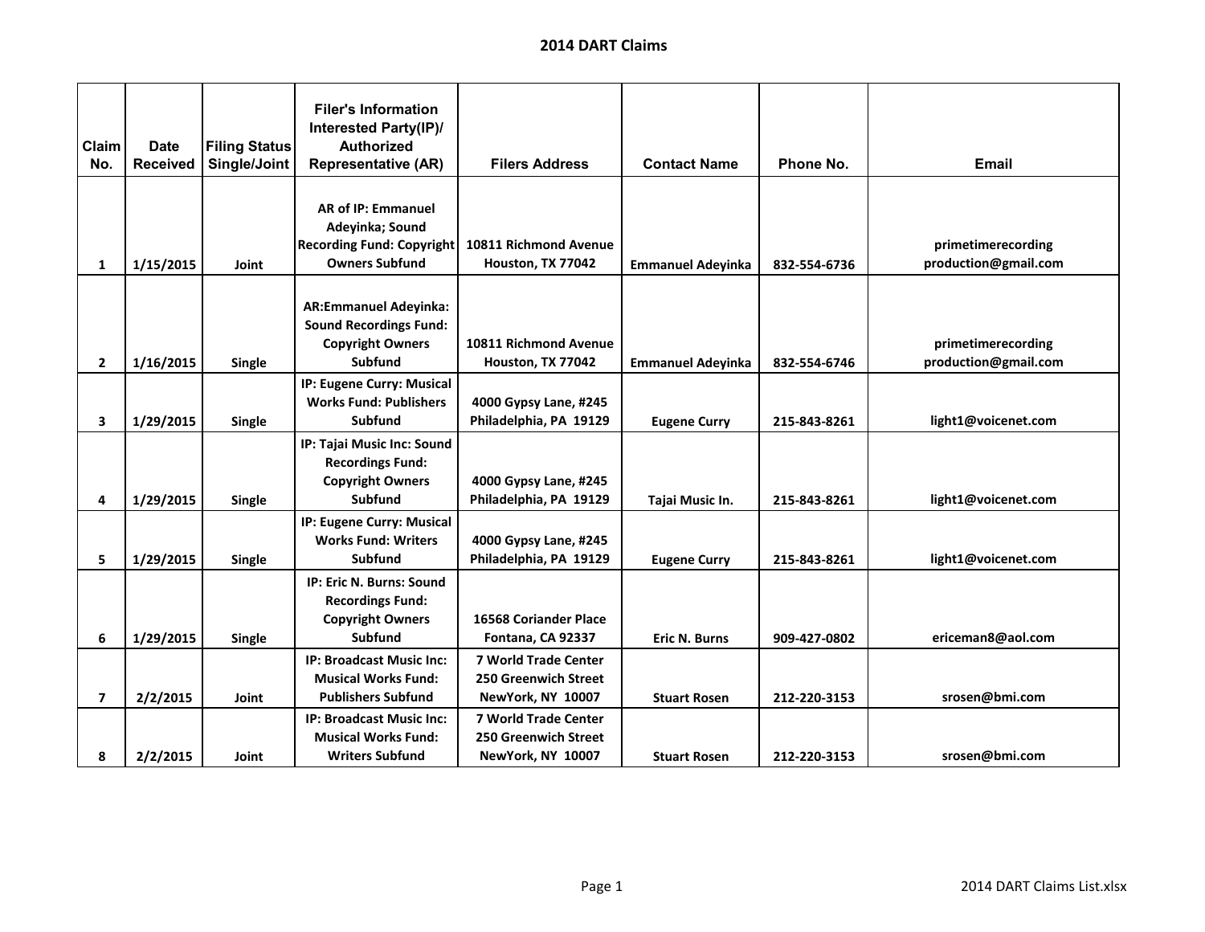# 2014 DART Claims

| Claim No. | Date Received | Filing Status Single/Joint | Filer's Information Interested Party(IP)/ Authorized Representative (AR) | Filers Address | Contact Name | Phone No. | Email |
|---|---|---|---|---|---|---|---|
| 1 | 1/15/2015 | Joint | AR of IP: Emmanuel Adeyinka; Sound Recording Fund: Copyright Owners Subfund | 10811 Richmond Avenue Houston, TX 77042 | Emmanuel Adeyinka | 832-554-6736 | primetimerecording production@gmail.com |
| 2 | 1/16/2015 | Single | AR:Emmanuel Adeyinka: Sound Recordings Fund: Copyright Owners Subfund | 10811 Richmond Avenue Houston, TX 77042 | Emmanuel Adeyinka | 832-554-6746 | primetimerecording production@gmail.com |
| 3 | 1/29/2015 | Single | IP: Eugene Curry: Musical Works Fund: Publishers Subfund | 4000 Gypsy Lane, #245 Philadelphia, PA 19129 | Eugene Curry | 215-843-8261 | light1@voicenet.com |
| 4 | 1/29/2015 | Single | IP: Tajai Music Inc: Sound Recordings Fund: Copyright Owners Subfund | 4000 Gypsy Lane, #245 Philadelphia, PA 19129 | Tajai Music In. | 215-843-8261 | light1@voicenet.com |
| 5 | 1/29/2015 | Single | IP: Eugene Curry: Musical Works Fund: Writers Subfund | 4000 Gypsy Lane, #245 Philadelphia, PA 19129 | Eugene Curry | 215-843-8261 | light1@voicenet.com |
| 6 | 1/29/2015 | Single | IP: Eric N. Burns: Sound Recordings Fund: Copyright Owners Subfund | 16568 Coriander Place Fontana, CA 92337 | Eric N. Burns | 909-427-0802 | ericeman8@aol.com |
| 7 | 2/2/2015 | Joint | IP: Broadcast Music Inc: Musical Works Fund: Publishers Subfund | 7 World Trade Center 250 Greenwich Street NewYork, NY 10007 | Stuart Rosen | 212-220-3153 | srosen@bmi.com |
| 8 | 2/2/2015 | Joint | IP: Broadcast Music Inc: Musical Works Fund: Writers Subfund | 7 World Trade Center 250 Greenwich Street NewYork, NY 10007 | Stuart Rosen | 212-220-3153 | srosen@bmi.com |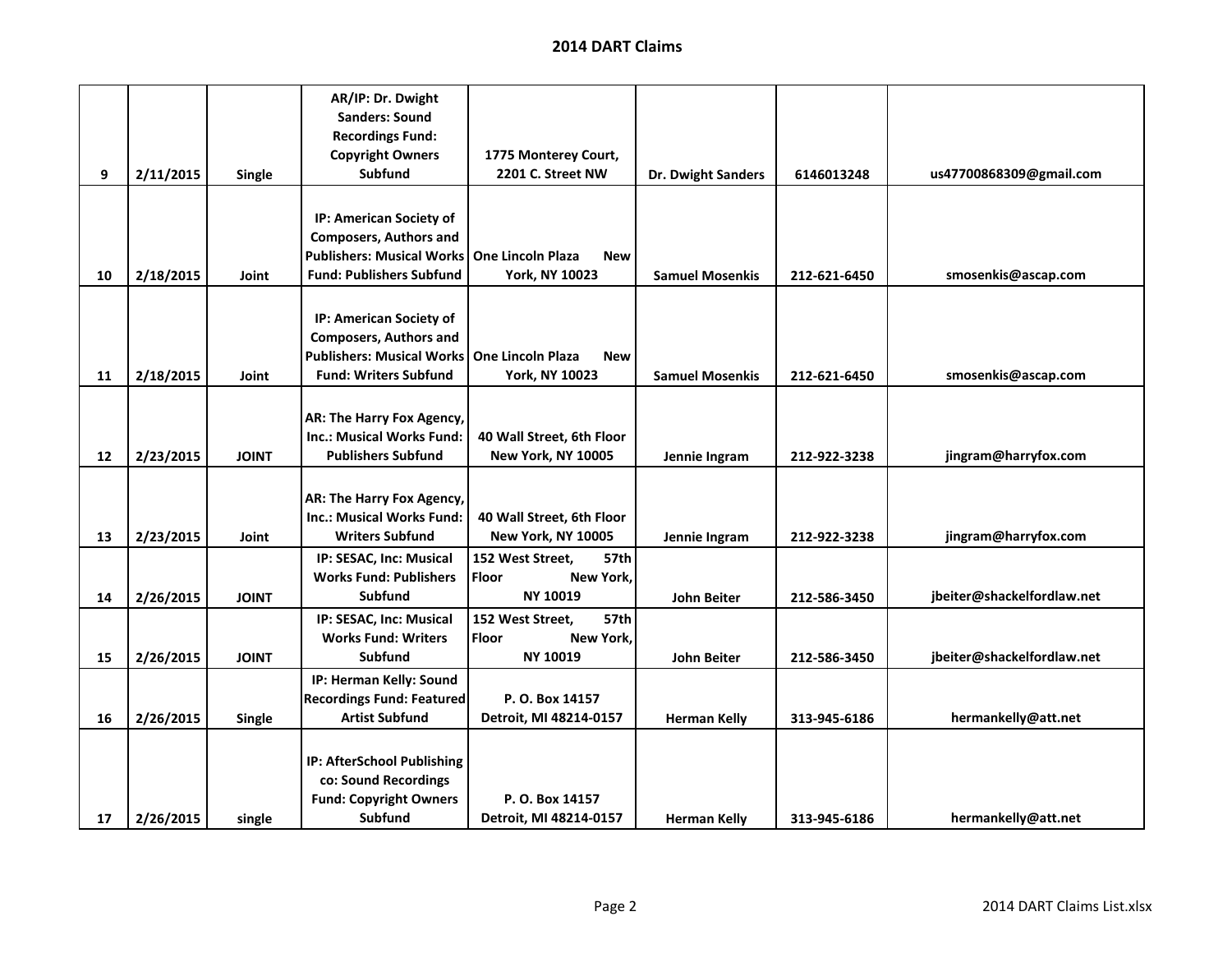## 2014 DART Claims

| | | | | | | | |
|---|---|---|---|---|---|---|---|
| 9 | 2/11/2015 | Single | AR/IP: Dr. Dwight Sanders: Sound Recordings Fund: Copyright Owners Subfund | 1775 Monterey Court, 2201 C. Street NW | Dr. Dwight Sanders | 6146013248 | us47700868309@gmail.com |
| 10 | 2/18/2015 | Joint | IP: American Society of Composers, Authors and Publishers: Musical Works Fund: Publishers Subfund | One Lincoln Plaza New York, NY 10023 | Samuel Mosenkis | 212-621-6450 | smosenkis@ascap.com |
| 11 | 2/18/2015 | Joint | IP: American Society of Composers, Authors and Publishers: Musical Works Fund: Writers Subfund | One Lincoln Plaza New York, NY 10023 | Samuel Mosenkis | 212-621-6450 | smosenkis@ascap.com |
| 12 | 2/23/2015 | JOINT | AR: The Harry Fox Agency, Inc.: Musical Works Fund: Publishers Subfund | 40 Wall Street, 6th Floor New York, NY 10005 | Jennie Ingram | 212-922-3238 | jingram@harryfox.com |
| 13 | 2/23/2015 | Joint | AR: The Harry Fox Agency, Inc.: Musical Works Fund: Writers Subfund | 40 Wall Street, 6th Floor New York, NY 10005 | Jennie Ingram | 212-922-3238 | jingram@harryfox.com |
| 14 | 2/26/2015 | JOINT | IP: SESAC, Inc: Musical Works Fund: Publishers Subfund | 152 West Street, 57th Floor New York, NY 10019 | John Beiter | 212-586-3450 | jbeiter@shackelfordlaw.net |
| 15 | 2/26/2015 | JOINT | IP: SESAC, Inc: Musical Works Fund: Writers Subfund | 152 West Street, 57th Floor New York, NY 10019 | John Beiter | 212-586-3450 | jbeiter@shackelfordlaw.net |
| 16 | 2/26/2015 | Single | IP: Herman Kelly: Sound Recordings Fund: Featured Artist Subfund | P. O. Box 14157 Detroit, MI 48214-0157 | Herman Kelly | 313-945-6186 | hermankelly@att.net |
| 17 | 2/26/2015 | single | IP: AfterSchool Publishing co: Sound Recordings Fund: Copyright Owners Subfund | P. O. Box 14157 Detroit, MI 48214-0157 | Herman Kelly | 313-945-6186 | hermankelly@att.net |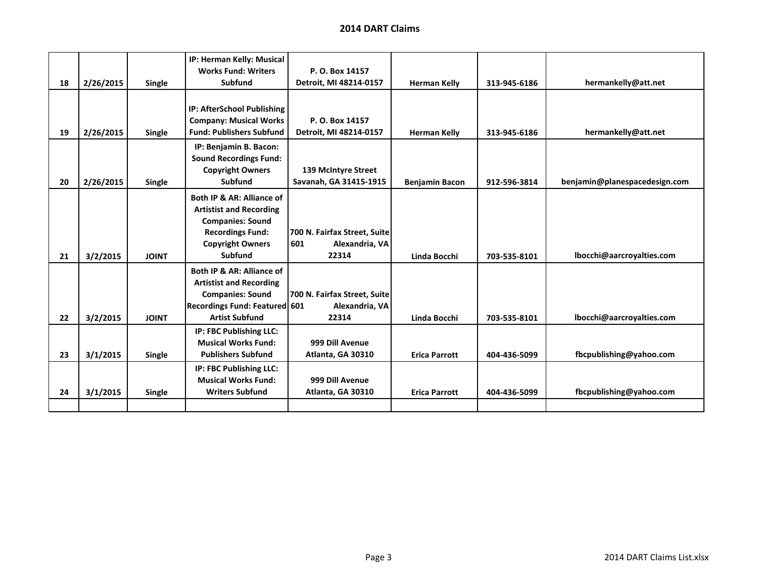## 2014 DART Claims

| | | | | | | | |
|---|---|---|---|---|---|---|---|
| 18 | 2/26/2015 | Single | IP: Herman Kelly: Musical Works Fund: Writers Subfund | P. O. Box 14157 Detroit, MI 48214-0157 | Herman Kelly | 313-945-6186 | hermankelly@att.net |
| 19 | 2/26/2015 | Single | IP: AfterSchool Publishing Company: Musical Works Fund: Publishers Subfund | P. O. Box 14157 Detroit, MI 48214-0157 | Herman Kelly | 313-945-6186 | hermankelly@att.net |
| 20 | 2/26/2015 | Single | IP: Benjamin B. Bacon: Sound Recordings Fund: Copyright Owners Subfund | 139 McIntyre Street Savanah, GA 31415-1915 | Benjamin Bacon | 912-596-3814 | benjamin@planespacedesign.com |
| 21 | 3/2/2015 | JOINT | Both IP & AR: Alliance of Artistist and Recording Companies: Sound Recordings Fund: Copyright Owners Subfund | 700 N. Fairfax Street, Suite 601 Alexandria, VA 22314 | Linda Bocchi | 703-535-8101 | lbocchi@aarcroyalties.com |
| 22 | 3/2/2015 | JOINT | Both IP & AR: Alliance of Artistist and Recording Companies: Sound Recordings Fund: Featured Artist Subfund | 700 N. Fairfax Street, Suite 601 Alexandria, VA 22314 | Linda Bocchi | 703-535-8101 | lbocchi@aarcroyalties.com |
| 23 | 3/1/2015 | Single | IP: FBC Publishing LLC: Musical Works Fund: Publishers Subfund | 999 Dill Avenue Atlanta, GA 30310 | Erica Parrott | 404-436-5099 | fbcpublishing@yahoo.com |
| 24 | 3/1/2015 | Single | IP: FBC Publishing LLC: Musical Works Fund: Writers Subfund | 999 Dill Avenue Atlanta, GA 30310 | Erica Parrott | 404-436-5099 | fbcpublishing@yahoo.com |
| | | | | | | | |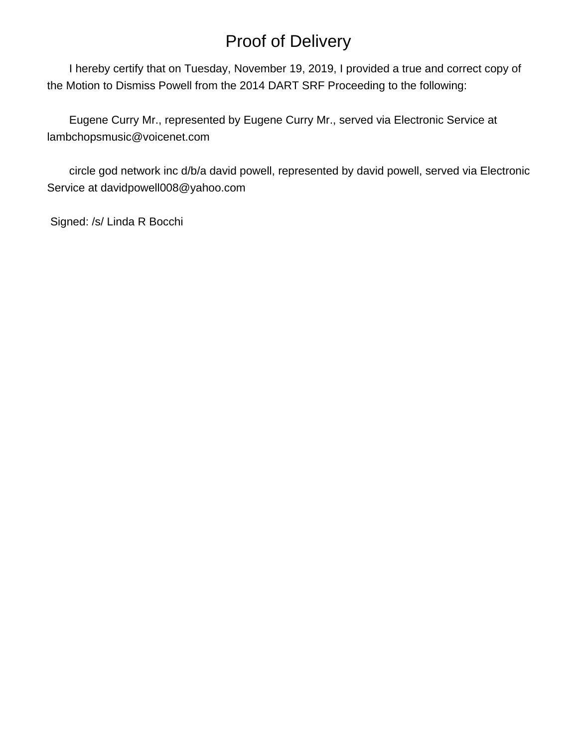# Proof of Delivery

I hereby certify that on Tuesday, November 19, 2019, I provided a true and correct copy of the Motion to Dismiss Powell from the 2014 DART SRF Proceeding to the following:

Eugene Curry Mr., represented by Eugene Curry Mr., served via Electronic Service at lambchopsmusic@voicenet.com

circle god network inc d/b/a david powell, represented by david powell, served via Electronic Service at davidpowell008@yahoo.com

Signed: /s/ Linda R Bocchi